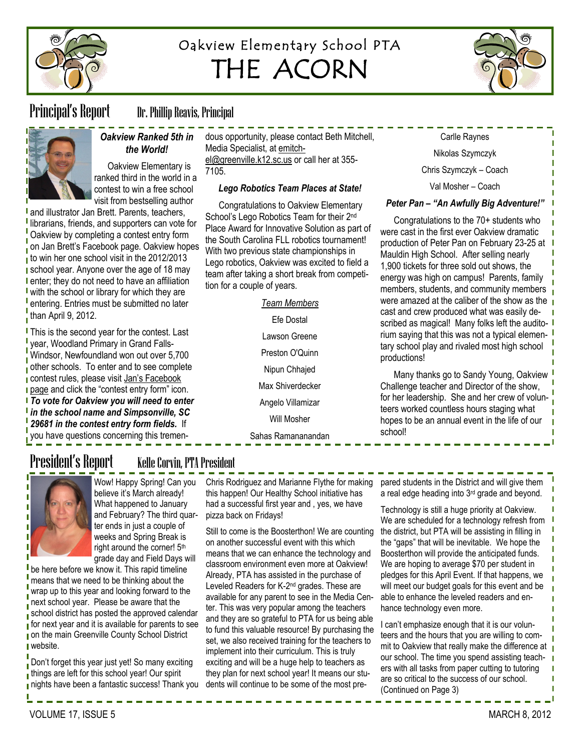# Oakview Elementary School PTA

# THE ACORN

## Principal's Report

Dr. Phillip Reavis, Principal

### *Oakview Ranked 5th in the World!*

Oakview Elementary is ranked third in the world in a contest to win a free school visit from bestselling author and illustrator Jan Brett. Parents, teachers, librarians, friends, and supporters can vote for Oakview by completing a contest entry form on Jan Brett's Facebook page. Oakview hopes to win her one school visit in the 2012/2013 school year. Anyone over the age of 18 may enter; they do not need to have an affiliation with the school or library for which they are entering. Entries must be submitted no later than April 9, 2012.

This is the second year for the contest. Last year, Woodland Primary in Grand Falls-Windsor, Newfoundland won out over 5,700 other schools. To enter and to see complete contest rules, please visit Jan's Facebook page and click the "contest entry form" icon. ***To vote for Oakview you will need to enter in the school name and Simpsonville, SC 29681 in the contest entry form fields.*** If you have questions concerning this tremendous opportunity, please contact Beth Mitchell, Media Specialist, at emitchel@greenville.k12.sc.us or call her at 355-7105.

### *Lego Robotics Team Places at State!*

Congratulations to Oakview Elementary School's Lego Robotics Team for their 2nd Place Award for Innovative Solution as part of the South Carolina FLL robotics tournament! With two previous state championships in Lego robotics, Oakview was excited to field a team after taking a short break from competition for a couple of years.

Team Members

Efe Dostal

Lawson Greene

Preston O'Quinn

Nipun Chhajed

Max Shiverdecker

Angelo Villamizar

Will Mosher

Sahas Ramananandan

Carlle Raynes

Nikolas Szymczyk

Chris Szymczyk – Coach

Val Mosher – Coach

### *Peter Pan – "An Awfully Big Adventure!"*

Congratulations to the 70+ students who were cast in the first ever Oakview dramatic production of Peter Pan on February 23-25 at Mauldin High School. After selling nearly 1,900 tickets for three sold out shows, the energy was high on campus! Parents, family members, students, and community members were amazed at the caliber of the show as the cast and crew produced what was easily described as magical! Many folks left the auditorium saying that this was not a typical elementary school play and rivaled most high school productions!

Many thanks go to Sandy Young, Oakview Challenge teacher and Director of the show, for her leadership. She and her crew of volunteers worked countless hours staging what hopes to be an annual event in the life of our school!

## President's Report

Kelle Corvin, PTA President

Wow! Happy Spring! Can you believe it's March already! What happened to January and February? The third quarter ends in just a couple of weeks and Spring Break is right around the corner! 5th grade day and Field Days will be here before we know it. This rapid timeline means that we need to be thinking about the wrap up to this year and looking forward to the next school year. Please be aware that the school district has posted the approved calendar for next year and it is available for parents to see on the main Greenville County School District website.

Don't forget this year just yet! So many exciting things are left for this school year! Our spirit nights have been a fantastic success! Thank you Chris Rodriguez and Marianne Flythe for making this happen! Our Healthy School initiative has had a successful first year and , yes, we have pizza back on Fridays!

Still to come is the Boosterthon! We are counting on another successful event with this which means that we can enhance the technology and classroom environment even more at Oakview! Already, PTA has assisted in the purchase of Leveled Readers for K-2nd grades. These are available for any parent to see in the Media Center. This was very popular among the teachers and they are so grateful to PTA for us being able to fund this valuable resource! By purchasing the set, we also received training for the teachers to implement into their curriculum. This is truly exciting and will be a huge help to teachers as they plan for next school year! It means our students will continue to be some of the most prepared students in the District and will give them a real edge heading into 3rd grade and beyond.

Technology is still a huge priority at Oakview. We are scheduled for a technology refresh from the district, but PTA will be assisting in filling in the "gaps" that will be inevitable. We hope the Boosterthon will provide the anticipated funds. We are hoping to average $70 per student in pledges for this April Event. If that happens, we will meet our budget goals for this event and be able to enhance the leveled readers and enhance technology even more.

I can't emphasize enough that it is our volunteers and the hours that you are willing to commit to Oakview that really make the difference at our school. The time you spend assisting teachers with all tasks from paper cutting to tutoring are so critical to the success of our school. (Continued on Page 3)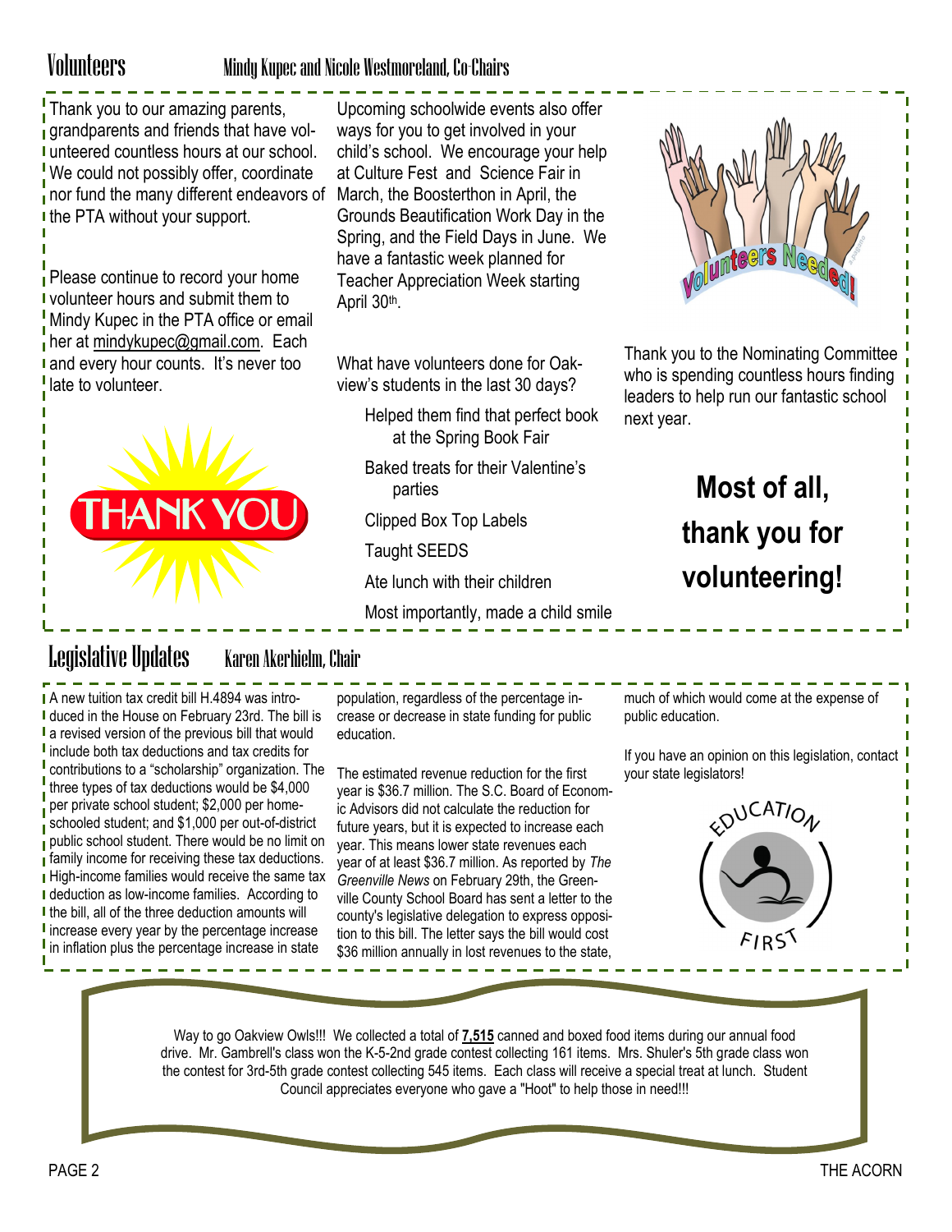## Volunteers

Mindy Kupec and Nicole Westmoreland, Co-Chairs

Thank you to our amazing parents, grandparents and friends that have volunteered countless hours at our school. We could not possibly offer, coordinate nor fund the many different endeavors of the PTA without your support.

Please continue to record your home volunteer hours and submit them to Mindy Kupec in the PTA office or email her at mindykupec@gmail.com. Each and every hour counts. It's never too late to volunteer.

Upcoming schoolwide events also offer ways for you to get involved in your child's school. We encourage your help at Culture Fest and Science Fair in March, the Boosterthon in April, the Grounds Beautification Work Day in the Spring, and the Field Days in June. We have a fantastic week planned for Teacher Appreciation Week starting April 30th.

What have volunteers done for Oakview's students in the last 30 days?

- Helped them find that perfect book at the Spring Book Fair
- Baked treats for their Valentine's parties
- Clipped Box Top Labels
- Taught SEEDS
- Ate lunch with their children
- Most importantly, made a child smile

Thank you to the Nominating Committee who is spending countless hours finding leaders to help run our fantastic school next year.

**Most of all, thank you for volunteering!**

## Legislative Updates

Karen Akerhielm, Chair

A new tuition tax credit bill H.4894 was introduced in the House on February 23rd. The bill is a revised version of the previous bill that would include both tax deductions and tax credits for contributions to a "scholarship" organization. The three types of tax deductions would be $4,000 per private school student; $2,000 per home-schooled student; and $1,000 per out-of-district public school student. There would be no limit on family income for receiving these tax deductions. High-income families would receive the same tax deduction as low-income families. According to the bill, all of the three deduction amounts will increase every year by the percentage increase in inflation plus the percentage increase in state population, regardless of the percentage increase or decrease in state funding for public education.

The estimated revenue reduction for the first year is $36.7 million. The S.C. Board of Economic Advisors did not calculate the reduction for future years, but it is expected to increase each year. This means lower state revenues each year of at least $36.7 million. As reported by *The Greenville News* on February 29th, the Greenville County School Board has sent a letter to the county's legislative delegation to express opposition to this bill. The letter says the bill would cost $36 million annually in lost revenues to the state, much of which would come at the expense of public education.

If you have an opinion on this legislation, contact your state legislators!

Way to go Oakview Owls!!! We collected a total of **7,515** canned and boxed food items during our annual food drive. Mr. Gambrell's class won the K-5-2nd grade contest collecting 161 items. Mrs. Shuler's 5th grade class won the contest for 3rd-5th grade contest collecting 545 items. Each class will receive a special treat at lunch. Student Council appreciates everyone who gave a "Hoot" to help those in need!!!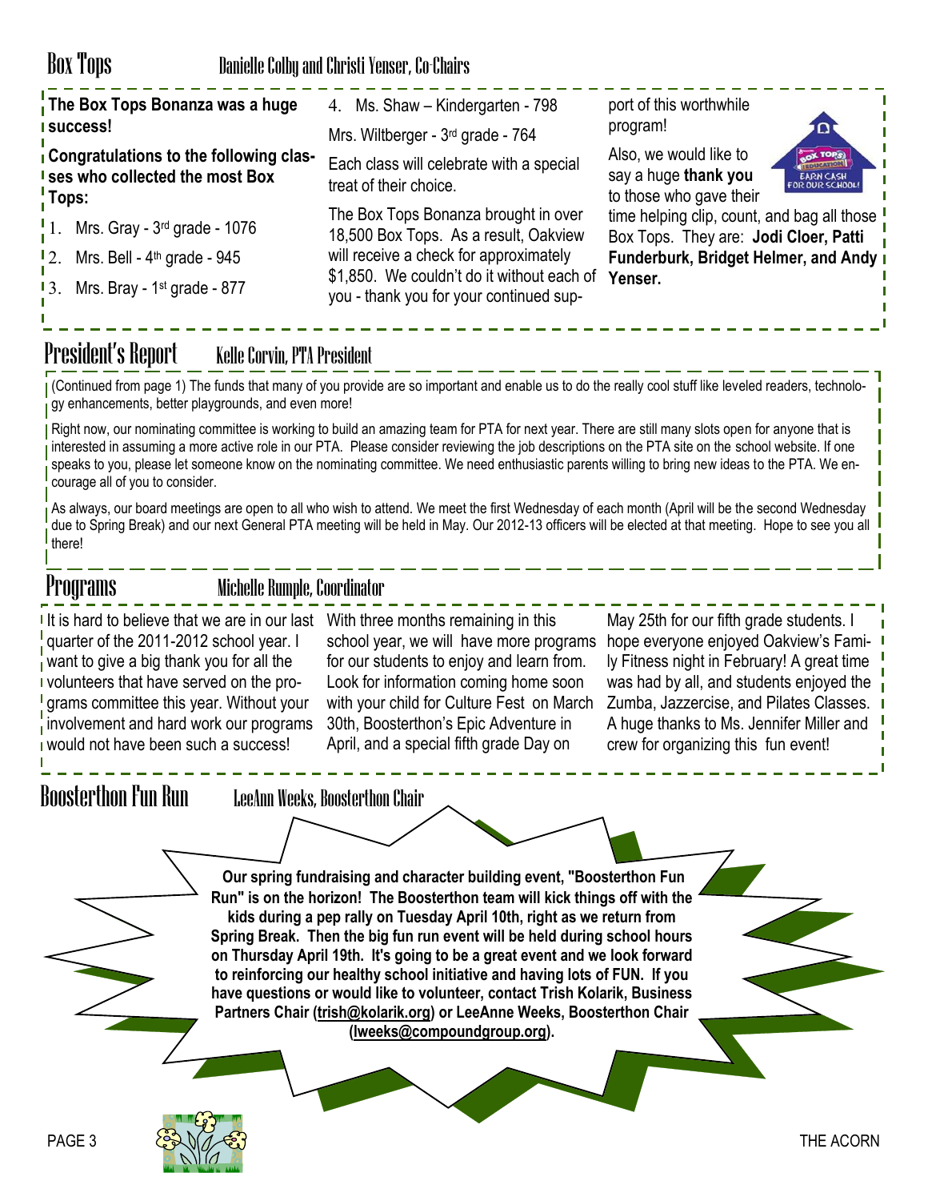## Box Tops

Danielle Colby and Christi Yenser, Co-Chairs

**The Box Tops Bonanza was a huge success!**

**Congratulations to the following classes who collected the most Box Tops:**

1. Mrs. Gray - 3rd grade - 1076
2. Mrs. Bell - 4th grade - 945
3. Mrs. Bray - 1st grade - 877
4. Ms. Shaw – Kindergarten - 798

Mrs. Wiltberger - 3rd grade - 764

Each class will celebrate with a special treat of their choice.

The Box Tops Bonanza brought in over 18,500 Box Tops. As a result, Oakview will receive a check for approximately $1,850. We couldn't do it without each of you - thank you for your continued support of this worthwhile program!

Also, we would like to say a huge **thank you** to those who gave their time helping clip, count, and bag all those Box Tops. They are: **Jodi Cloer, Patti Funderburk, Bridget Helmer, and Andy Yenser.**

## President's Report

Kelle Corvin, PTA President

(Continued from page 1) The funds that many of you provide are so important and enable us to do the really cool stuff like leveled readers, technology enhancements, better playgrounds, and even more!

Right now, our nominating committee is working to build an amazing team for PTA for next year. There are still many slots open for anyone that is interested in assuming a more active role in our PTA. Please consider reviewing the job descriptions on the PTA site on the school website. If one speaks to you, please let someone know on the nominating committee. We need enthusiastic parents willing to bring new ideas to the PTA. We encourage all of you to consider.

As always, our board meetings are open to all who wish to attend. We meet the first Wednesday of each month (April will be the second Wednesday due to Spring Break) and our next General PTA meeting will be held in May. Our 2012-13 officers will be elected at that meeting. Hope to see you all there!

## Programs

Michelle Rumple, Coordinator

It is hard to believe that we are in our last quarter of the 2011-2012 school year. I want to give a big thank you for all the volunteers that have served on the programs committee this year. Without your involvement and hard work our programs would not have been such a success!

With three months remaining in this school year, we will have more programs for our students to enjoy and learn from. Look for information coming home soon with your child for Culture Fest on March 30th, Boosterthon's Epic Adventure in April, and a special fifth grade Day on May 25th for our fifth grade students. I hope everyone enjoyed Oakview's Family Fitness night in February! A great time was had by all, and students enjoyed the Zumba, Jazzercise, and Pilates Classes. A huge thanks to Ms. Jennifer Miller and crew for organizing this fun event!

## Boosterthon Fun Run

LeeAnn Weeks, Boosterthon Chair

**Our spring fundraising and character building event, "Boosterthon Fun Run" is on the horizon! The Boosterthon team will kick things off with the kids during a pep rally on Tuesday April 10th, right as we return from Spring Break. Then the big fun run event will be held during school hours on Thursday April 19th. It's going to be a great event and we look forward to reinforcing our healthy school initiative and having lots of FUN. If you have questions or would like to volunteer, contact Trish Kolarik, Business Partners Chair (trish@kolarik.org) or LeeAnne Weeks, Boosterthon Chair (lweeks@compoundgroup.org).**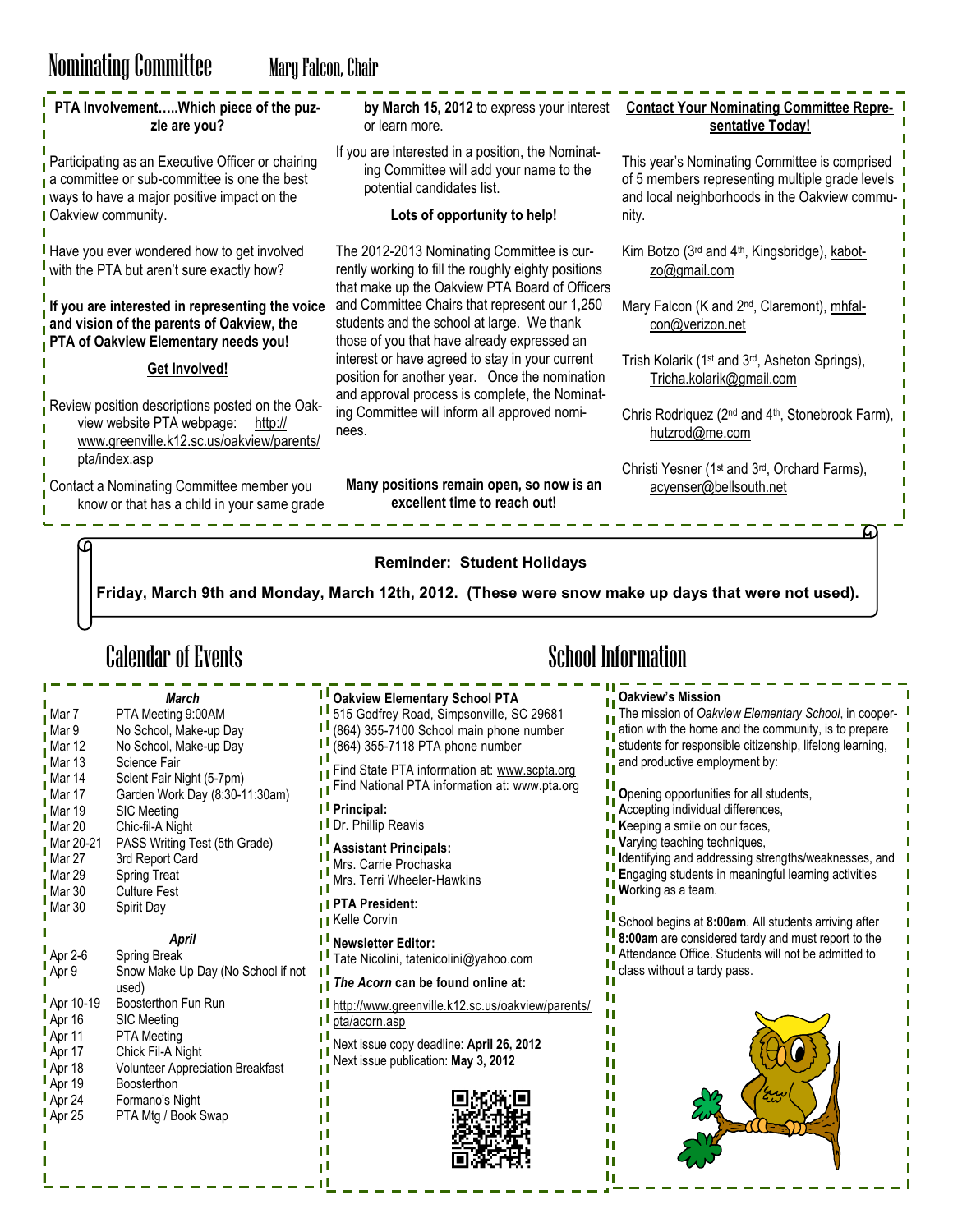## Nominating Committee

Mary Falcon, Chair

**PTA Involvement…..Which piece of the puzzle are you?**

Participating as an Executive Officer or chairing a committee or sub-committee is one the best ways to have a major positive impact on the Oakview community.

Have you ever wondered how to get involved with the PTA but aren't sure exactly how?

**If you are interested in representing the voice and vision of the parents of Oakview, the PTA of Oakview Elementary needs you!**

**Get Involved!**

Review position descriptions posted on the Oakview website PTA webpage: http://www.greenville.k12.sc.us/oakview/parents/pta/index.asp

Contact a Nominating Committee member you know or that has a child in your same grade **by March 15, 2012** to express your interest or learn more.

If you are interested in a position, the Nominating Committee will add your name to the potential candidates list.

**Lots of opportunity to help!**

The 2012-2013 Nominating Committee is currently working to fill the roughly eighty positions that make up the Oakview PTA Board of Officers and Committee Chairs that represent our 1,250 students and the school at large. We thank those of you that have already expressed an interest or have agreed to stay in your current position for another year. Once the nomination and approval process is complete, the Nominating Committee will inform all approved nominees.

**Many positions remain open, so now is an excellent time to reach out!**

**Contact Your Nominating Committee Representative Today!**

This year's Nominating Committee is comprised of 5 members representing multiple grade levels and local neighborhoods in the Oakview community.

Kim Botzo (3rd and 4th, Kingsbridge), kabotzo@gmail.com

Mary Falcon (K and 2nd, Claremont), mhfalcon@verizon.net

Trish Kolarik (1st and 3rd, Asheton Springs), Tricha.kolarik@gmail.com

Chris Rodriquez (2nd and 4th, Stonebrook Farm), hutzrod@me.com

Christi Yesner (1st and 3rd, Orchard Farms), acyenser@bellsouth.net

**Reminder: Student Holidays**

**Friday, March 9th and Monday, March 12th, 2012. (These were snow make up days that were not used).**

## Calendar of Events

***March***

| | |
|---|---|
| Mar 7 | PTA Meeting 9:00AM |
| Mar 9 | No School, Make-up Day |
| Mar 12 | No School, Make-up Day |
| Mar 13 | Science Fair |
| Mar 14 | Scient Fair Night (5-7pm) |
| Mar 17 | Garden Work Day (8:30-11:30am) |
| Mar 19 | SIC Meeting |
| Mar 20 | Chic-fil-A Night |
| Mar 20-21 | PASS Writing Test (5th Grade) |
| Mar 27 | 3rd Report Card |
| Mar 29 | Spring Treat |
| Mar 30 | Culture Fest |
| Mar 30 | Spirit Day |

***April***

| | |
|---|---|
| Apr 2-6 | Spring Break |
| Apr 9 | Snow Make Up Day (No School if not used) |
| Apr 10-19 | Boosterthon Fun Run |
| Apr 16 | SIC Meeting |
| Apr 11 | PTA Meeting |
| Apr 17 | Chick Fil-A Night |
| Apr 18 | Volunteer Appreciation Breakfast |
| Apr 19 | Boosterthon |
| Apr 24 | Formano's Night |
| Apr 25 | PTA Mtg / Book Swap |

## School Information

**Oakview Elementary School PTA**
515 Godfrey Road, Simpsonville, SC 29681
(864) 355-7100 School main phone number
(864) 355-7118 PTA phone number

Find State PTA information at: www.scpta.org
Find National PTA information at: www.pta.org

**Principal:**
Dr. Phillip Reavis

**Assistant Principals:**
Mrs. Carrie Prochaska
Mrs. Terri Wheeler-Hawkins

**PTA President:**
Kelle Corvin

**Newsletter Editor:**
Tate Nicolini, tatenicolini@yahoo.com

***The Acorn* can be found online at:**

http://www.greenville.k12.sc.us/oakview/parents/pta/acorn.asp

Next issue copy deadline: **April 26, 2012**
Next issue publication: **May 3, 2012**

**Oakview's Mission**

The mission of *Oakview Elementary School*, in cooperation with the home and the community, is to prepare students for responsible citizenship, lifelong learning, and productive employment by:

**O**pening opportunities for all students,
**A**ccepting individual differences,
**K**eeping a smile on our faces,
**V**arying teaching techniques,
**I**dentifying and addressing strengths/weaknesses, and
**E**ngaging students in meaningful learning activities
**W**orking as a team.

School begins at **8:00am**. All students arriving after **8:00am** are considered tardy and must report to the Attendance Office. Students will not be admitted to class without a tardy pass.